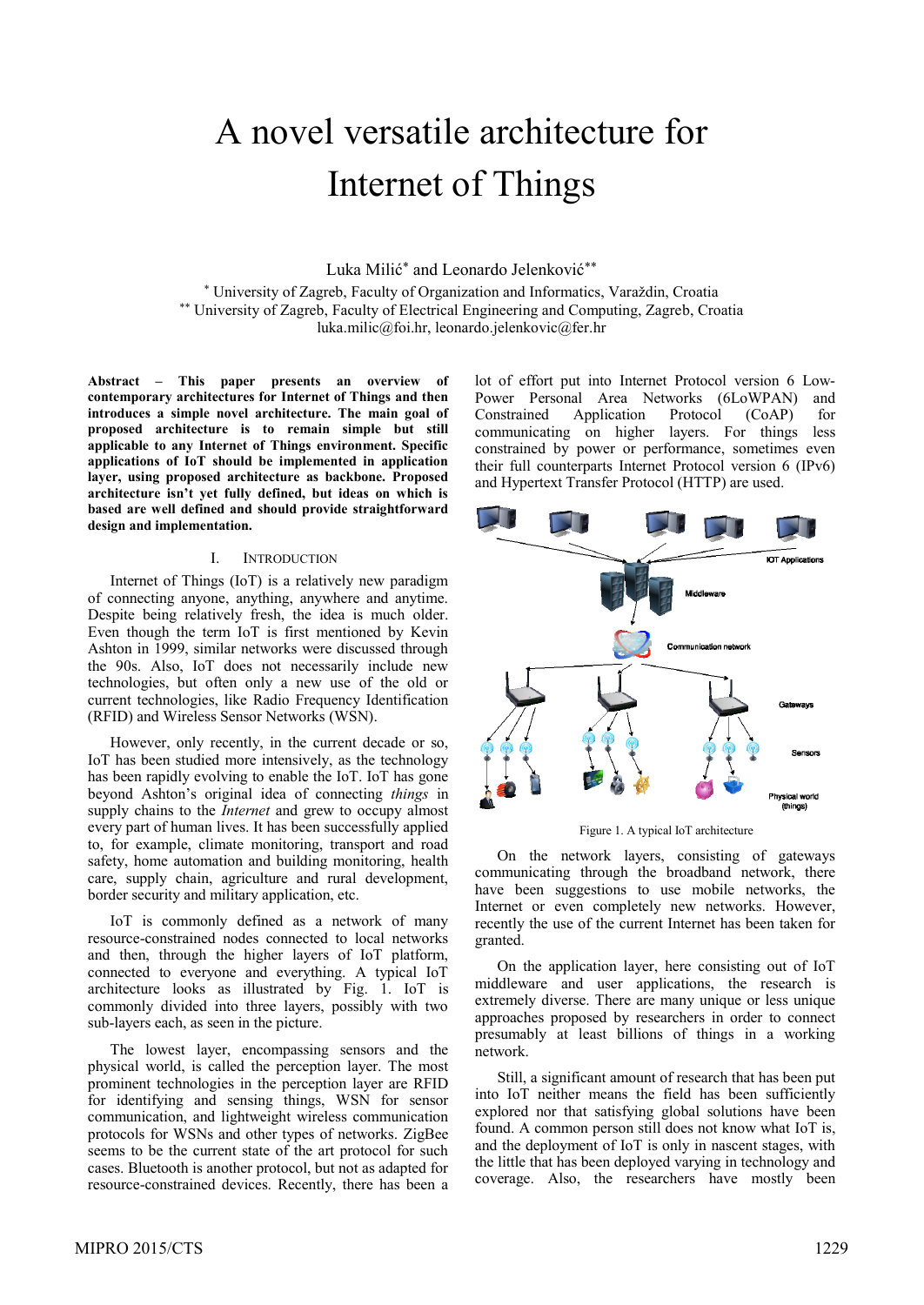# A novel versatile architecture for Internet of Things

Luka Milić[*] and Leonardo Jelenković[**]

[*] University of Zagreb, Faculty of Organization and Informatics, Varaždin, Croatia
[**] University of Zagreb, Faculty of Electrical Engineering and Computing, Zagreb, Croatia
luka.milic@foi.hr, leonardo.jelenkovic@fer.hr

**Abstract – This paper presents an overview of contemporary architectures for Internet of Things and then introduces a simple novel architecture. The main goal of proposed architecture is to remain simple but still applicable to any Internet of Things environment. Specific applications of IoT should be implemented in application layer, using proposed architecture as backbone. Proposed architecture isn't yet fully defined, but ideas on which is based are well defined and should provide straightforward design and implementation.**

## I. Introduction

Internet of Things (IoT) is a relatively new paradigm of connecting anyone, anything, anywhere and anytime. Despite being relatively fresh, the idea is much older. Even though the term IoT is first mentioned by Kevin Ashton in 1999, similar networks were discussed through the 90s. Also, IoT does not necessarily include new technologies, but often only a new use of the old or current technologies, like Radio Frequency Identification (RFID) and Wireless Sensor Networks (WSN).

However, only recently, in the current decade or so, IoT has been studied more intensively, as the technology has been rapidly evolving to enable the IoT. IoT has gone beyond Ashton's original idea of connecting *things* in supply chains to the *Internet* and grew to occupy almost every part of human lives. It has been successfully applied to, for example, climate monitoring, transport and road safety, home automation and building monitoring, health care, supply chain, agriculture and rural development, border security and military application, etc.

IoT is commonly defined as a network of many resource-constrained nodes connected to local networks and then, through the higher layers of IoT platform, connected to everyone and everything. A typical IoT architecture looks as illustrated by Fig. 1. IoT is commonly divided into three layers, possibly with two sub-layers each, as seen in the picture.

The lowest layer, encompassing sensors and the physical world, is called the perception layer. The most prominent technologies in the perception layer are RFID for identifying and sensing things, WSN for sensor communication, and lightweight wireless communication protocols for WSNs and other types of networks. ZigBee seems to be the current state of the art protocol for such cases. Bluetooth is another protocol, but not as adapted for resource-constrained devices. Recently, there has been a lot of effort put into Internet Protocol version 6 Low-Power Personal Area Networks (6LoWPAN) and Constrained Application Protocol (CoAP) for communicating on higher layers. For things less constrained by power or performance, sometimes even their full counterparts Internet Protocol version 6 (IPv6) and Hypertext Transfer Protocol (HTTP) are used.

Figure 1. A typical IoT architecture

On the network layers, consisting of gateways communicating through the broadband network, there have been suggestions to use mobile networks, the Internet or even completely new networks. However, recently the use of the current Internet has been taken for granted.

On the application layer, here consisting out of IoT middleware and user applications, the research is extremely diverse. There are many unique or less unique approaches proposed by researchers in order to connect presumably at least billions of things in a working network.

Still, a significant amount of research that has been put into IoT neither means the field has been sufficiently explored nor that satisfying global solutions have been found. A common person still does not know what IoT is, and the deployment of IoT is only in nascent stages, with the little that has been deployed varying in technology and coverage. Also, the researchers have mostly been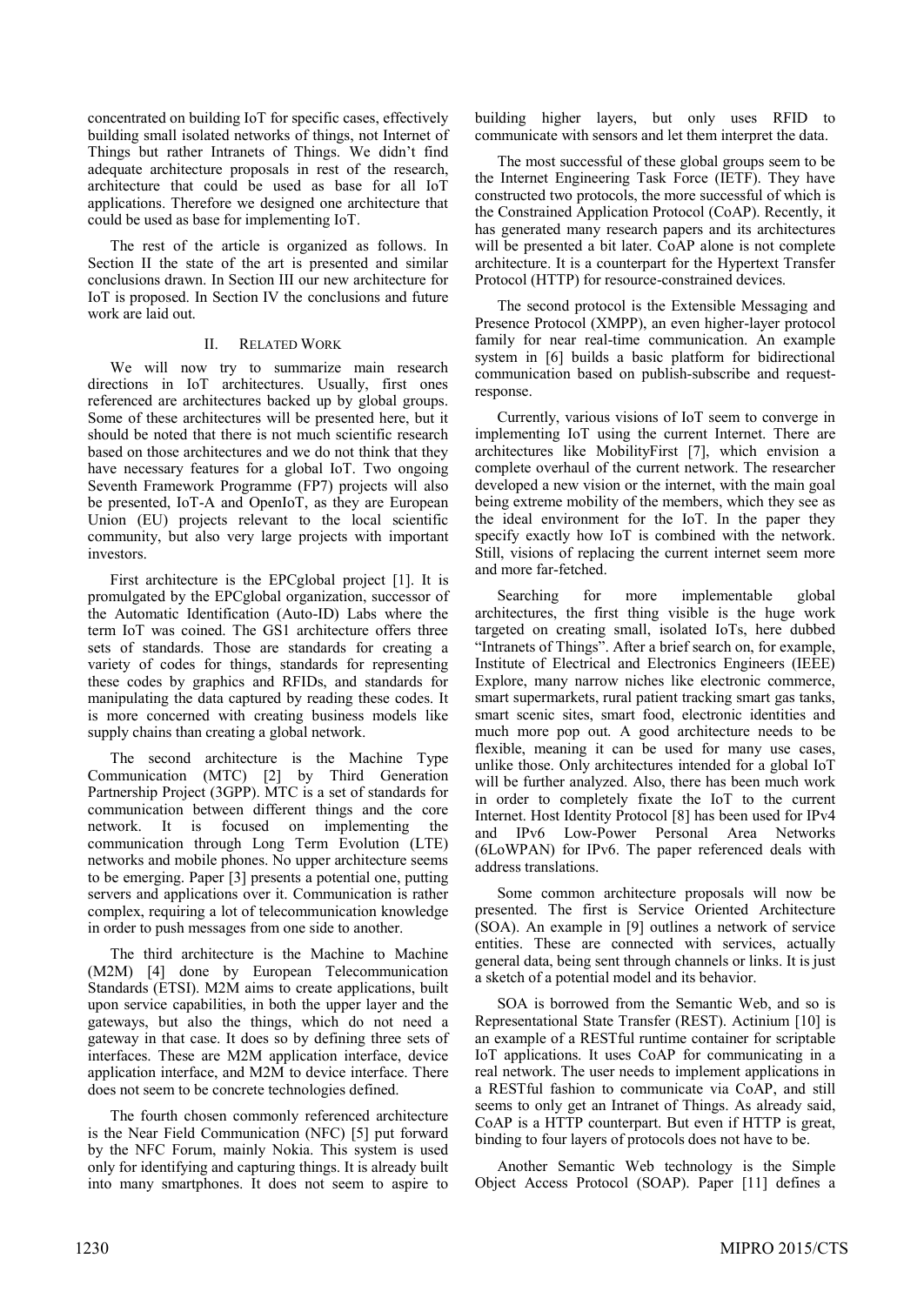concentrated on building IoT for specific cases, effectively building small isolated networks of things, not Internet of Things but rather Intranets of Things. We didn't find adequate architecture proposals in rest of the research, architecture that could be used as base for all IoT applications. Therefore we designed one architecture that could be used as base for implementing IoT.

The rest of the article is organized as follows. In Section II the state of the art is presented and similar conclusions drawn. In Section III our new architecture for IoT is proposed. In Section IV the conclusions and future work are laid out.

## II. Related Work

We will now try to summarize main research directions in IoT architectures. Usually, first ones referenced are architectures backed up by global groups. Some of these architectures will be presented here, but it should be noted that there is not much scientific research based on those architectures and we do not think that they have necessary features for a global IoT. Two ongoing Seventh Framework Programme (FP7) projects will also be presented, IoT-A and OpenIoT, as they are European Union (EU) projects relevant to the local scientific community, but also very large projects with important investors.

First architecture is the EPCglobal project [1]. It is promulgated by the EPCglobal organization, successor of the Automatic Identification (Auto-ID) Labs where the term IoT was coined. The GS1 architecture offers three sets of standards. Those are standards for creating a variety of codes for things, standards for representing these codes by graphics and RFIDs, and standards for manipulating the data captured by reading these codes. It is more concerned with creating business models like supply chains than creating a global network.

The second architecture is the Machine Type Communication (MTC) [2] by Third Generation Partnership Project (3GPP). MTC is a set of standards for communication between different things and the core network. It is focused on implementing the communication through Long Term Evolution (LTE) networks and mobile phones. No upper architecture seems to be emerging. Paper [3] presents a potential one, putting servers and applications over it. Communication is rather complex, requiring a lot of telecommunication knowledge in order to push messages from one side to another.

The third architecture is the Machine to Machine (M2M) [4] done by European Telecommunication Standards (ETSI). M2M aims to create applications, built upon service capabilities, in both the upper layer and the gateways, but also the things, which do not need a gateway in that case. It does so by defining three sets of interfaces. These are M2M application interface, device application interface, and M2M to device interface. There does not seem to be concrete technologies defined.

The fourth chosen commonly referenced architecture is the Near Field Communication (NFC) [5] put forward by the NFC Forum, mainly Nokia. This system is used only for identifying and capturing things. It is already built into many smartphones. It does not seem to aspire to building higher layers, but only uses RFID to communicate with sensors and let them interpret the data.

The most successful of these global groups seem to be the Internet Engineering Task Force (IETF). They have constructed two protocols, the more successful of which is the Constrained Application Protocol (CoAP). Recently, it has generated many research papers and its architectures will be presented a bit later. CoAP alone is not complete architecture. It is a counterpart for the Hypertext Transfer Protocol (HTTP) for resource-constrained devices.

The second protocol is the Extensible Messaging and Presence Protocol (XMPP), an even higher-layer protocol family for near real-time communication. An example system in [6] builds a basic platform for bidirectional communication based on publish-subscribe and request-response.

Currently, various visions of IoT seem to converge in implementing IoT using the current Internet. There are architectures like MobilityFirst [7], which envision a complete overhaul of the current network. The researcher developed a new vision or the internet, with the main goal being extreme mobility of the members, which they see as the ideal environment for the IoT. In the paper they specify exactly how IoT is combined with the network. Still, visions of replacing the current internet seem more and more far-fetched.

Searching for more implementable global architectures, the first thing visible is the huge work targeted on creating small, isolated IoTs, here dubbed "Intranets of Things". After a brief search on, for example, Institute of Electrical and Electronics Engineers (IEEE) Explore, many narrow niches like electronic commerce, smart supermarkets, rural patient tracking smart gas tanks, smart scenic sites, smart food, electronic identities and much more pop out. A good architecture needs to be flexible, meaning it can be used for many use cases, unlike those. Only architectures intended for a global IoT will be further analyzed. Also, there has been much work in order to completely fixate the IoT to the current Internet. Host Identity Protocol [8] has been used for IPv4 and IPv6 Low-Power Personal Area Networks (6LoWPAN) for IPv6. The paper referenced deals with address translations.

Some common architecture proposals will now be presented. The first is Service Oriented Architecture (SOA). An example in [9] outlines a network of service entities. These are connected with services, actually general data, being sent through channels or links. It is just a sketch of a potential model and its behavior.

SOA is borrowed from the Semantic Web, and so is Representational State Transfer (REST). Actinium [10] is an example of a RESTful runtime container for scriptable IoT applications. It uses CoAP for communicating in a real network. The user needs to implement applications in a RESTful fashion to communicate via CoAP, and still seems to only get an Intranet of Things. As already said, CoAP is a HTTP counterpart. But even if HTTP is great, binding to four layers of protocols does not have to be.

Another Semantic Web technology is the Simple Object Access Protocol (SOAP). Paper [11] defines a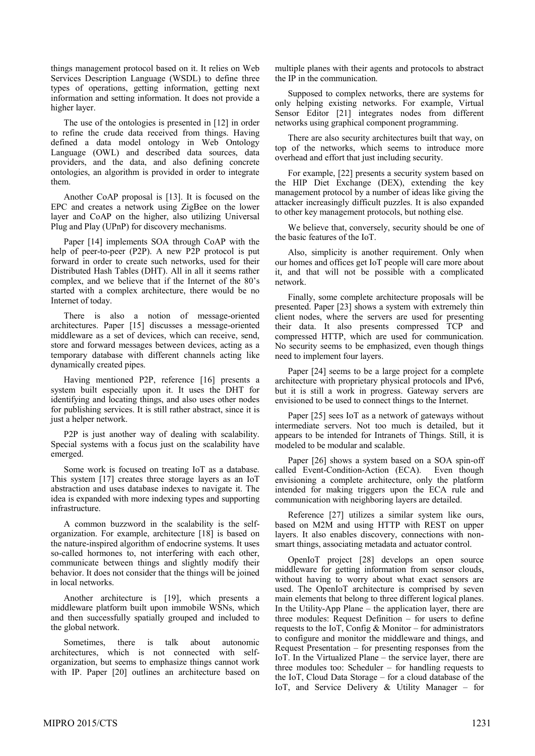things management protocol based on it. It relies on Web Services Description Language (WSDL) to define three types of operations, getting information, getting next information and setting information. It does not provide a higher layer.

The use of the ontologies is presented in [12] in order to refine the crude data received from things. Having defined a data model ontology in Web Ontology Language (OWL) and described data sources, data providers, and the data, and also defining concrete ontologies, an algorithm is provided in order to integrate them.

Another CoAP proposal is [13]. It is focused on the EPC and creates a network using ZigBee on the lower layer and CoAP on the higher, also utilizing Universal Plug and Play (UPnP) for discovery mechanisms.

Paper [14] implements SOA through CoAP with the help of peer-to-peer (P2P). A new P2P protocol is put forward in order to create such networks, used for their Distributed Hash Tables (DHT). All in all it seems rather complex, and we believe that if the Internet of the 80's started with a complex architecture, there would be no Internet of today.

There is also a notion of message-oriented architectures. Paper [15] discusses a message-oriented middleware as a set of devices, which can receive, send, store and forward messages between devices, acting as a temporary database with different channels acting like dynamically created pipes.

Having mentioned P2P, reference [16] presents a system built especially upon it. It uses the DHT for identifying and locating things, and also uses other nodes for publishing services. It is still rather abstract, since it is just a helper network.

P2P is just another way of dealing with scalability. Special systems with a focus just on the scalability have emerged.

Some work is focused on treating IoT as a database. This system [17] creates three storage layers as an IoT abstraction and uses database indexes to navigate it. The idea is expanded with more indexing types and supporting infrastructure.

A common buzzword in the scalability is the self-organization. For example, architecture [18] is based on the nature-inspired algorithm of endocrine systems. It uses so-called hormones to, not interfering with each other, communicate between things and slightly modify their behavior. It does not consider that the things will be joined in local networks.

Another architecture is [19], which presents a middleware platform built upon immobile WSNs, which and then successfully spatially grouped and included to the global network.

Sometimes, there is talk about autonomic architectures, which is not connected with self-organization, but seems to emphasize things cannot work with IP. Paper [20] outlines an architecture based on multiple planes with their agents and protocols to abstract the IP in the communication.

Supposed to complex networks, there are systems for only helping existing networks. For example, Virtual Sensor Editor [21] integrates nodes from different networks using graphical component programming.

There are also security architectures built that way, on top of the networks, which seems to introduce more overhead and effort that just including security.

For example, [22] presents a security system based on the HIP Diet Exchange (DEX), extending the key management protocol by a number of ideas like giving the attacker increasingly difficult puzzles. It is also expanded to other key management protocols, but nothing else.

We believe that, conversely, security should be one of the basic features of the IoT.

Also, simplicity is another requirement. Only when our homes and offices get IoT people will care more about it, and that will not be possible with a complicated network.

Finally, some complete architecture proposals will be presented. Paper [23] shows a system with extremely thin client nodes, where the servers are used for presenting their data. It also presents compressed TCP and compressed HTTP, which are used for communication. No security seems to be emphasized, even though things need to implement four layers.

Paper [24] seems to be a large project for a complete architecture with proprietary physical protocols and IPv6, but it is still a work in progress. Gateway servers are envisioned to be used to connect things to the Internet.

Paper [25] sees IoT as a network of gateways without intermediate servers. Not too much is detailed, but it appears to be intended for Intranets of Things. Still, it is modeled to be modular and scalable.

Paper [26] shows a system based on a SOA spin-off called Event-Condition-Action (ECA). Even though envisioning a complete architecture, only the platform intended for making triggers upon the ECA rule and communication with neighboring layers are detailed.

Reference [27] utilizes a similar system like ours, based on M2M and using HTTP with REST on upper layers. It also enables discovery, connections with non-smart things, associating metadata and actuator control.

OpenIoT project [28] develops an open source middleware for getting information from sensor clouds, without having to worry about what exact sensors are used. The OpenIoT architecture is comprised by seven main elements that belong to three different logical planes. In the Utility-App Plane – the application layer, there are three modules: Request Definition – for users to define requests to the IoT, Config & Monitor – for administrators to configure and monitor the middleware and things, and Request Presentation – for presenting responses from the IoT. In the Virtualized Plane – the service layer, there are three modules too: Scheduler – for handling requests to the IoT, Cloud Data Storage – for a cloud database of the IoT, and Service Delivery & Utility Manager – for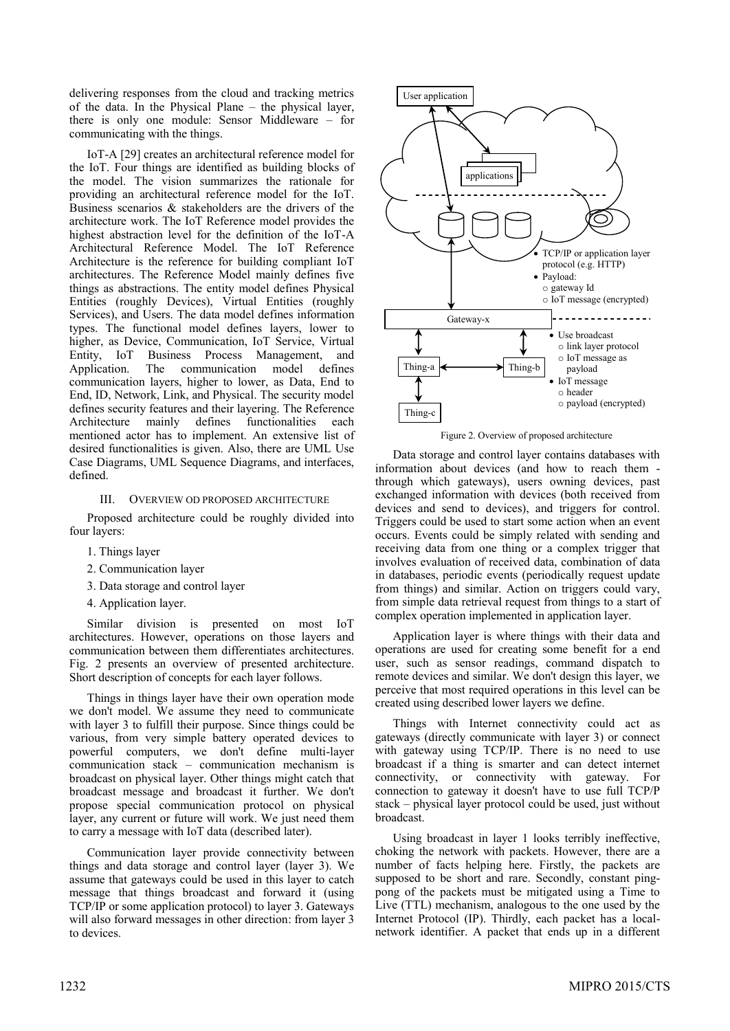delivering responses from the cloud and tracking metrics of the data. In the Physical Plane – the physical layer, there is only one module: Sensor Middleware – for communicating with the things.

IoT-A [29] creates an architectural reference model for the IoT. Four things are identified as building blocks of the model. The vision summarizes the rationale for providing an architectural reference model for the IoT. Business scenarios & stakeholders are the drivers of the architecture work. The IoT Reference model provides the highest abstraction level for the definition of the IoT-A Architectural Reference Model. The IoT Reference Architecture is the reference for building compliant IoT architectures. The Reference Model mainly defines five things as abstractions. The entity model defines Physical Entities (roughly Devices), Virtual Entities (roughly Services), and Users. The data model defines information types. The functional model defines layers, lower to higher, as Device, Communication, IoT Service, Virtual Entity, IoT Business Process Management, and Application. The communication model defines communication layers, higher to lower, as Data, End to End, ID, Network, Link, and Physical. The security model defines security features and their layering. The Reference Architecture mainly defines functionalities each mentioned actor has to implement. An extensive list of desired functionalities is given. Also, there are UML Use Case Diagrams, UML Sequence Diagrams, and interfaces, defined.

## III. OVERVIEW OD PROPOSED ARCHITECTURE

Proposed architecture could be roughly divided into four layers:

1. Things layer
2. Communication layer
3. Data storage and control layer
4. Application layer.

Similar division is presented on most IoT architectures. However, operations on those layers and communication between them differentiates architectures. Fig. 2 presents an overview of presented architecture. Short description of concepts for each layer follows.

Things in things layer have their own operation mode we don't model. We assume they need to communicate with layer 3 to fulfill their purpose. Since things could be various, from very simple battery operated devices to powerful computers, we don't define multi-layer communication stack – communication mechanism is broadcast on physical layer. Other things might catch that broadcast message and broadcast it further. We don't propose special communication protocol on physical layer, any current or future will work. We just need them to carry a message with IoT data (described later).

Communication layer provide connectivity between things and data storage and control layer (layer 3). We assume that gateways could be used in this layer to catch message that things broadcast and forward it (using TCP/IP or some application protocol) to layer 3. Gateways will also forward messages in other direction: from layer 3 to devices.

User application

applications

- TCP/IP or application layer protocol (e.g. HTTP)
- Payload:
  - gateway Id
  - IoT message (encrypted)

Gateway-x

Thing-a

Thing-b

Thing-c

- Use broadcast
  - link layer protocol
  - IoT message as payload
- IoT message
  - header
  - payload (encrypted)

Figure 2. Overview of proposed architecture

Data storage and control layer contains databases with information about devices (and how to reach them - through which gateways), users owning devices, past exchanged information with devices (both received from devices and send to devices), and triggers for control. Triggers could be used to start some action when an event occurs. Events could be simply related with sending and receiving data from one thing or a complex trigger that involves evaluation of received data, combination of data in databases, periodic events (periodically request update from things) and similar. Action on triggers could vary, from simple data retrieval request from things to a start of complex operation implemented in application layer.

Application layer is where things with their data and operations are used for creating some benefit for a end user, such as sensor readings, command dispatch to remote devices and similar. We don't design this layer, we perceive that most required operations in this level can be created using described lower layers we define.

Things with Internet connectivity could act as gateways (directly communicate with layer 3) or connect with gateway using TCP/IP. There is no need to use broadcast if a thing is smarter and can detect internet connectivity, or connectivity with gateway. For connection to gateway it doesn't have to use full TCP/P stack – physical layer protocol could be used, just without broadcast.

Using broadcast in layer 1 looks terribly ineffective, choking the network with packets. However, there are a number of facts helping here. Firstly, the packets are supposed to be short and rare. Secondly, constant ping-pong of the packets must be mitigated using a Time to Live (TTL) mechanism, analogous to the one used by the Internet Protocol (IP). Thirdly, each packet has a local-network identifier. A packet that ends up in a different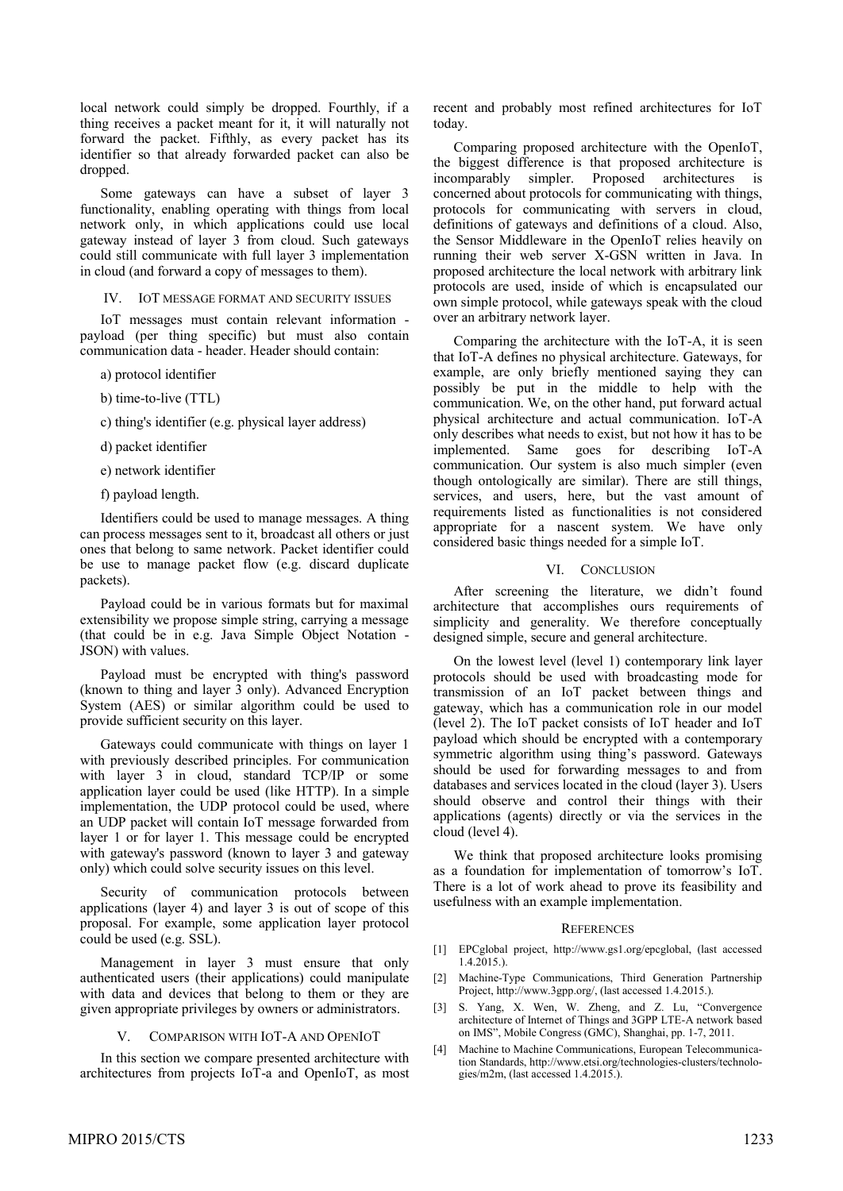local network could simply be dropped. Fourthly, if a thing receives a packet meant for it, it will naturally not forward the packet. Fifthly, as every packet has its identifier so that already forwarded packet can also be dropped.

Some gateways can have a subset of layer 3 functionality, enabling operating with things from local network only, in which applications could use local gateway instead of layer 3 from cloud. Such gateways could still communicate with full layer 3 implementation in cloud (and forward a copy of messages to them).

## IV. IoT Message Format and Security Issues

IoT messages must contain relevant information - payload (per thing specific) but must also contain communication data - header. Header should contain:

a) protocol identifier

b) time-to-live (TTL)

c) thing's identifier (e.g. physical layer address)

d) packet identifier

e) network identifier

f) payload length.

Identifiers could be used to manage messages. A thing can process messages sent to it, broadcast all others or just ones that belong to same network. Packet identifier could be use to manage packet flow (e.g. discard duplicate packets).

Payload could be in various formats but for maximal extensibility we propose simple string, carrying a message (that could be in e.g. Java Simple Object Notation - JSON) with values.

Payload must be encrypted with thing's password (known to thing and layer 3 only). Advanced Encryption System (AES) or similar algorithm could be used to provide sufficient security on this layer.

Gateways could communicate with things on layer 1 with previously described principles. For communication with layer 3 in cloud, standard TCP/IP or some application layer could be used (like HTTP). In a simple implementation, the UDP protocol could be used, where an UDP packet will contain IoT message forwarded from layer 1 or for layer 1. This message could be encrypted with gateway's password (known to layer 3 and gateway only) which could solve security issues on this level.

Security of communication protocols between applications (layer 4) and layer 3 is out of scope of this proposal. For example, some application layer protocol could be used (e.g. SSL).

Management in layer 3 must ensure that only authenticated users (their applications) could manipulate with data and devices that belong to them or they are given appropriate privileges by owners or administrators.

## V. Comparison with IoT-A and OpenIoT

In this section we compare presented architecture with architectures from projects IoT-a and OpenIoT, as most recent and probably most refined architectures for IoT today.

Comparing proposed architecture with the OpenIoT, the biggest difference is that proposed architecture is incomparably simpler. Proposed architectures is concerned about protocols for communicating with things, protocols for communicating with servers in cloud, definitions of gateways and definitions of a cloud. Also, the Sensor Middleware in the OpenIoT relies heavily on running their web server X-GSN written in Java. In proposed architecture the local network with arbitrary link protocols are used, inside of which is encapsulated our own simple protocol, while gateways speak with the cloud over an arbitrary network layer.

Comparing the architecture with the IoT-A, it is seen that IoT-A defines no physical architecture. Gateways, for example, are only briefly mentioned saying they can possibly be put in the middle to help with the communication. We, on the other hand, put forward actual physical architecture and actual communication. IoT-A only describes what needs to exist, but not how it has to be implemented. Same goes for describing IoT-A communication. Our system is also much simpler (even though ontologically are similar). There are still things, services, and users, here, but the vast amount of requirements listed as functionalities is not considered appropriate for a nascent system. We have only considered basic things needed for a simple IoT.

## VI. Conclusion

After screening the literature, we didn't found architecture that accomplishes ours requirements of simplicity and generality. We therefore conceptually designed simple, secure and general architecture.

On the lowest level (level 1) contemporary link layer protocols should be used with broadcasting mode for transmission of an IoT packet between things and gateway, which has a communication role in our model (level 2). The IoT packet consists of IoT header and IoT payload which should be encrypted with a contemporary symmetric algorithm using thing's password. Gateways should be used for forwarding messages to and from databases and services located in the cloud (layer 3). Users should observe and control their things with their applications (agents) directly or via the services in the cloud (level 4).

We think that proposed architecture looks promising as a foundation for implementation of tomorrow's IoT. There is a lot of work ahead to prove its feasibility and usefulness with an example implementation.

## References

[1] EPCglobal project, http://www.gs1.org/epcglobal, (last accessed 1.4.2015.).

[2] Machine-Type Communications, Third Generation Partnership Project, http://www.3gpp.org/, (last accessed 1.4.2015.).

[3] S. Yang, X. Wen, W. Zheng, and Z. Lu, "Convergence architecture of Internet of Things and 3GPP LTE-A network based on IMS", Mobile Congress (GMC), Shanghai, pp. 1-7, 2011.

[4] Machine to Machine Communications, European Telecommunication Standards, http://www.etsi.org/technologies-clusters/technologies/m2m, (last accessed 1.4.2015.).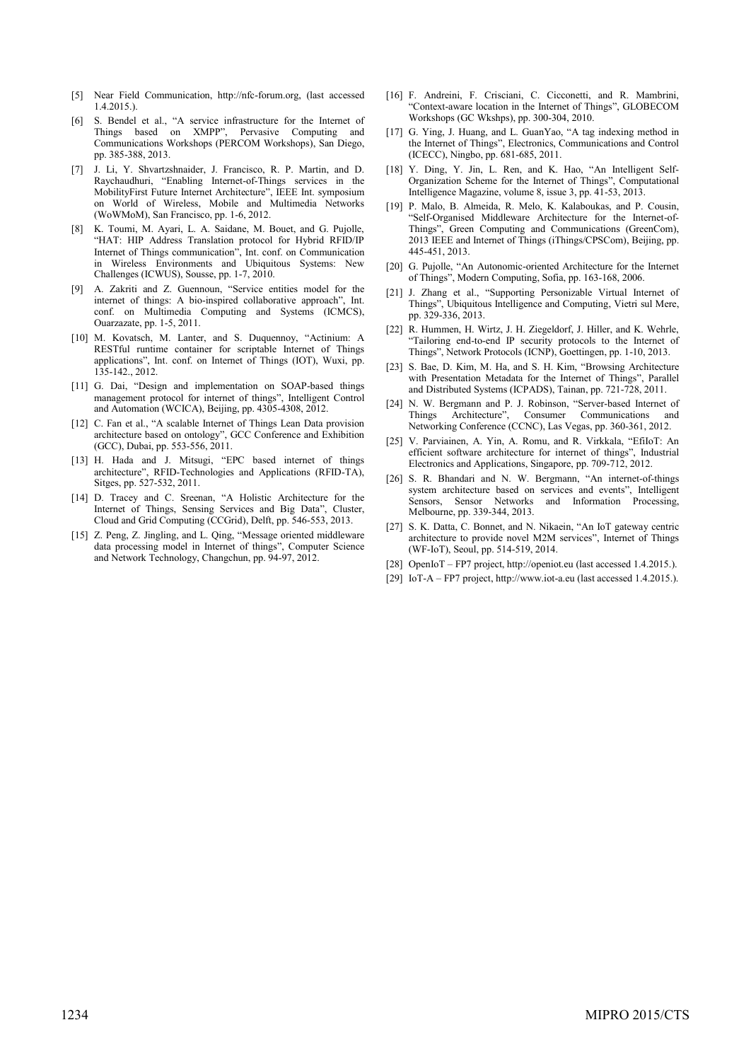[5] Near Field Communication, http://nfc-forum.org, (last accessed 1.4.2015.).

[6] S. Bendel et al., "A service infrastructure for the Internet of Things based on XMPP", Pervasive Computing and Communications Workshops (PERCOM Workshops), San Diego, pp. 385-388, 2013.

[7] J. Li, Y. Shvartzshnaider, J. Francisco, R. P. Martin, and D. Raychaudhuri, "Enabling Internet-of-Things services in the MobilityFirst Future Internet Architecture", IEEE Int. symposium on World of Wireless, Mobile and Multimedia Networks (WoWMoM), San Francisco, pp. 1-6, 2012.

[8] K. Toumi, M. Ayari, L. A. Saidane, M. Bouet, and G. Pujolle, "HAT: HIP Address Translation protocol for Hybrid RFID/IP Internet of Things communication", Int. conf. on Communication in Wireless Environments and Ubiquitous Systems: New Challenges (ICWUS), Sousse, pp. 1-7, 2010.

[9] A. Zakriti and Z. Guennoun, "Service entities model for the internet of things: A bio-inspired collaborative approach", Int. conf. on Multimedia Computing and Systems (ICMCS), Ouarzazate, pp. 1-5, 2011.

[10] M. Kovatsch, M. Lanter, and S. Duquennoy, "Actinium: A RESTful runtime container for scriptable Internet of Things applications", Int. conf. on Internet of Things (IOT), Wuxi, pp. 135-142., 2012.

[11] G. Dai, "Design and implementation on SOAP-based things management protocol for internet of things", Intelligent Control and Automation (WCICA), Beijing, pp. 4305-4308, 2012.

[12] C. Fan et al., "A scalable Internet of Things Lean Data provision architecture based on ontology", GCC Conference and Exhibition (GCC), Dubai, pp. 553-556, 2011.

[13] H. Hada and J. Mitsugi, "EPC based internet of things architecture", RFID-Technologies and Applications (RFID-TA), Sitges, pp. 527-532, 2011.

[14] D. Tracey and C. Sreenan, "A Holistic Architecture for the Internet of Things, Sensing Services and Big Data", Cluster, Cloud and Grid Computing (CCGrid), Delft, pp. 546-553, 2013.

[15] Z. Peng, Z. Jingling, and L. Qing, "Message oriented middleware data processing model in Internet of things", Computer Science and Network Technology, Changchun, pp. 94-97, 2012.

[16] F. Andreini, F. Crisciani, C. Cicconetti, and R. Mambrini, "Context-aware location in the Internet of Things", GLOBECOM Workshops (GC Wkshps), pp. 300-304, 2010.

[17] G. Ying, J. Huang, and L. GuanYao, "A tag indexing method in the Internet of Things", Electronics, Communications and Control (ICECC), Ningbo, pp. 681-685, 2011.

[18] Y. Ding, Y. Jin, L. Ren, and K. Hao, "An Intelligent Self-Organization Scheme for the Internet of Things", Computational Intelligence Magazine, volume 8, issue 3, pp. 41-53, 2013.

[19] P. Malo, B. Almeida, R. Melo, K. Kalaboukas, and P. Cousin, "Self-Organised Middleware Architecture for the Internet-of-Things", Green Computing and Communications (GreenCom), 2013 IEEE and Internet of Things (iThings/CPSCom), Beijing, pp. 445-451, 2013.

[20] G. Pujolle, "An Autonomic-oriented Architecture for the Internet of Things", Modern Computing, Sofia, pp. 163-168, 2006.

[21] J. Zhang et al., "Supporting Personizable Virtual Internet of Things", Ubiquitous Intelligence and Computing, Vietri sul Mere, pp. 329-336, 2013.

[22] R. Hummen, H. Wirtz, J. H. Ziegeldorf, J. Hiller, and K. Wehrle, "Tailoring end-to-end IP security protocols to the Internet of Things", Network Protocols (ICNP), Goettingen, pp. 1-10, 2013.

[23] S. Bae, D. Kim, M. Ha, and S. H. Kim, "Browsing Architecture with Presentation Metadata for the Internet of Things", Parallel and Distributed Systems (ICPADS), Tainan, pp. 721-728, 2011.

[24] N. W. Bergmann and P. J. Robinson, "Server-based Internet of Things Architecture", Consumer Communications and Networking Conference (CCNC), Las Vegas, pp. 360-361, 2012.

[25] V. Parviainen, A. Yin, A. Romu, and R. Virkkala, "EfiIoT: An efficient software architecture for internet of things", Industrial Electronics and Applications, Singapore, pp. 709-712, 2012.

[26] S. R. Bhandari and N. W. Bergmann, "An internet-of-things system architecture based on services and events", Intelligent Sensors, Sensor Networks and Information Processing, Melbourne, pp. 339-344, 2013.

[27] S. K. Datta, C. Bonnet, and N. Nikaein, "An IoT gateway centric architecture to provide novel M2M services", Internet of Things (WF-IoT), Seoul, pp. 514-519, 2014.

[28] OpenIoT – FP7 project, http://openiot.eu (last accessed 1.4.2015.).

[29] IoT-A – FP7 project, http://www.iot-a.eu (last accessed 1.4.2015.).